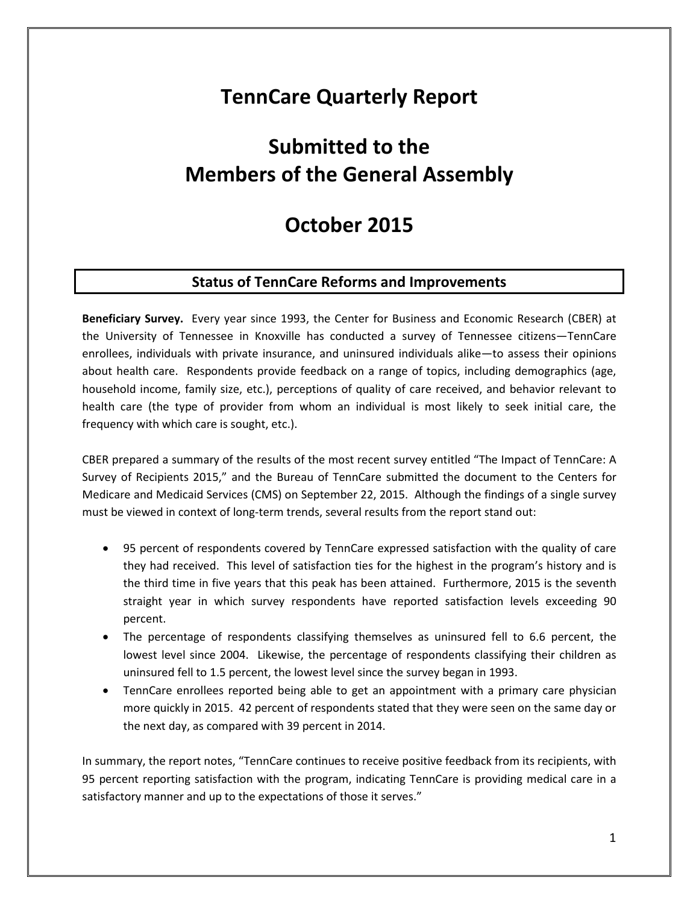# TennCare Quarterly Report

# Submitted to the Members of the General Assembly

# October 2015

## Status of TennCare Reforms and Improvements

**Beneficiary Survey.** Every year since 1993, the Center for Business and Economic Research (CBER) at the University of Tennessee in Knoxville has conducted a survey of Tennessee citizens—TennCare enrollees, individuals with private insurance, and uninsured individuals alike—to assess their opinions about health care. Respondents provide feedback on a range of topics, including demographics (age, household income, family size, etc.), perceptions of quality of care received, and behavior relevant to health care (the type of provider from whom an individual is most likely to seek initial care, the frequency with which care is sought, etc.).

CBER prepared a summary of the results of the most recent survey entitled "The Impact of TennCare: A Survey of Recipients 2015," and the Bureau of TennCare submitted the document to the Centers for Medicare and Medicaid Services (CMS) on September 22, 2015. Although the findings of a single survey must be viewed in context of long-term trends, several results from the report stand out:

- 95 percent of respondents covered by TennCare expressed satisfaction with the quality of care they had received. This level of satisfaction ties for the highest in the program's history and is the third time in five years that this peak has been attained. Furthermore, 2015 is the seventh straight year in which survey respondents have reported satisfaction levels exceeding 90 percent.
- The percentage of respondents classifying themselves as uninsured fell to 6.6 percent, the lowest level since 2004. Likewise, the percentage of respondents classifying their children as uninsured fell to 1.5 percent, the lowest level since the survey began in 1993.
- TennCare enrollees reported being able to get an appointment with a primary care physician more quickly in 2015. 42 percent of respondents stated that they were seen on the same day or the next day, as compared with 39 percent in 2014.

In summary, the report notes, "TennCare continues to receive positive feedback from its recipients, with 95 percent reporting satisfaction with the program, indicating TennCare is providing medical care in a satisfactory manner and up to the expectations of those it serves."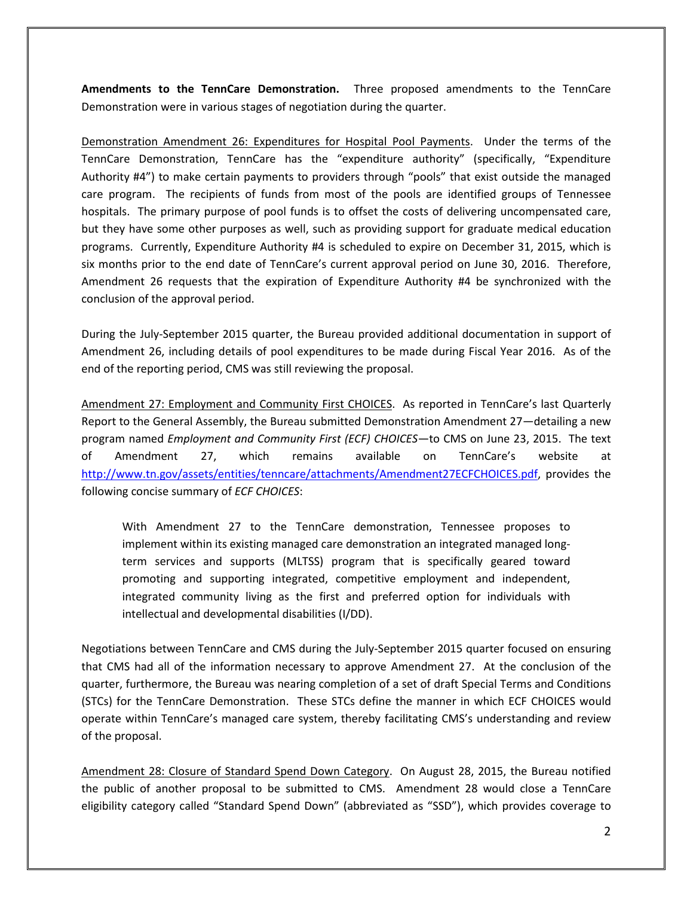**Amendments to the TennCare Demonstration.** Three proposed amendments to the TennCare Demonstration were in various stages of negotiation during the quarter.

Demonstration Amendment 26: Expenditures for Hospital Pool Payments. Under the terms of the TennCare Demonstration, TennCare has the "expenditure authority" (specifically, "Expenditure Authority #4") to make certain payments to providers through "pools" that exist outside the managed care program. The recipients of funds from most of the pools are identified groups of Tennessee hospitals. The primary purpose of pool funds is to offset the costs of delivering uncompensated care, but they have some other purposes as well, such as providing support for graduate medical education programs. Currently, Expenditure Authority #4 is scheduled to expire on December 31, 2015, which is six months prior to the end date of TennCare's current approval period on June 30, 2016. Therefore, Amendment 26 requests that the expiration of Expenditure Authority #4 be synchronized with the conclusion of the approval period.

During the July-September 2015 quarter, the Bureau provided additional documentation in support of Amendment 26, including details of pool expenditures to be made during Fiscal Year 2016. As of the end of the reporting period, CMS was still reviewing the proposal.

Amendment 27: Employment and Community First CHOICES. As reported in TennCare's last Quarterly Report to the General Assembly, the Bureau submitted Demonstration Amendment 27—detailing a new program named *Employment and Community First (ECF) CHOICES*—to CMS on June 23, 2015. The text of Amendment 27, which remains available on TennCare's website at http://www.tn.gov/assets/entities/tenncare/attachments/Amendment27ECFCHOICES.pdf, provides the following concise summary of *ECF CHOICES*:

> With Amendment 27 to the TennCare demonstration, Tennessee proposes to implement within its existing managed care demonstration an integrated managed long-term services and supports (MLTSS) program that is specifically geared toward promoting and supporting integrated, competitive employment and independent, integrated community living as the first and preferred option for individuals with intellectual and developmental disabilities (I/DD).

Negotiations between TennCare and CMS during the July-September 2015 quarter focused on ensuring that CMS had all of the information necessary to approve Amendment 27. At the conclusion of the quarter, furthermore, the Bureau was nearing completion of a set of draft Special Terms and Conditions (STCs) for the TennCare Demonstration. These STCs define the manner in which ECF CHOICES would operate within TennCare's managed care system, thereby facilitating CMS's understanding and review of the proposal.

Amendment 28: Closure of Standard Spend Down Category. On August 28, 2015, the Bureau notified the public of another proposal to be submitted to CMS. Amendment 28 would close a TennCare eligibility category called "Standard Spend Down" (abbreviated as "SSD"), which provides coverage to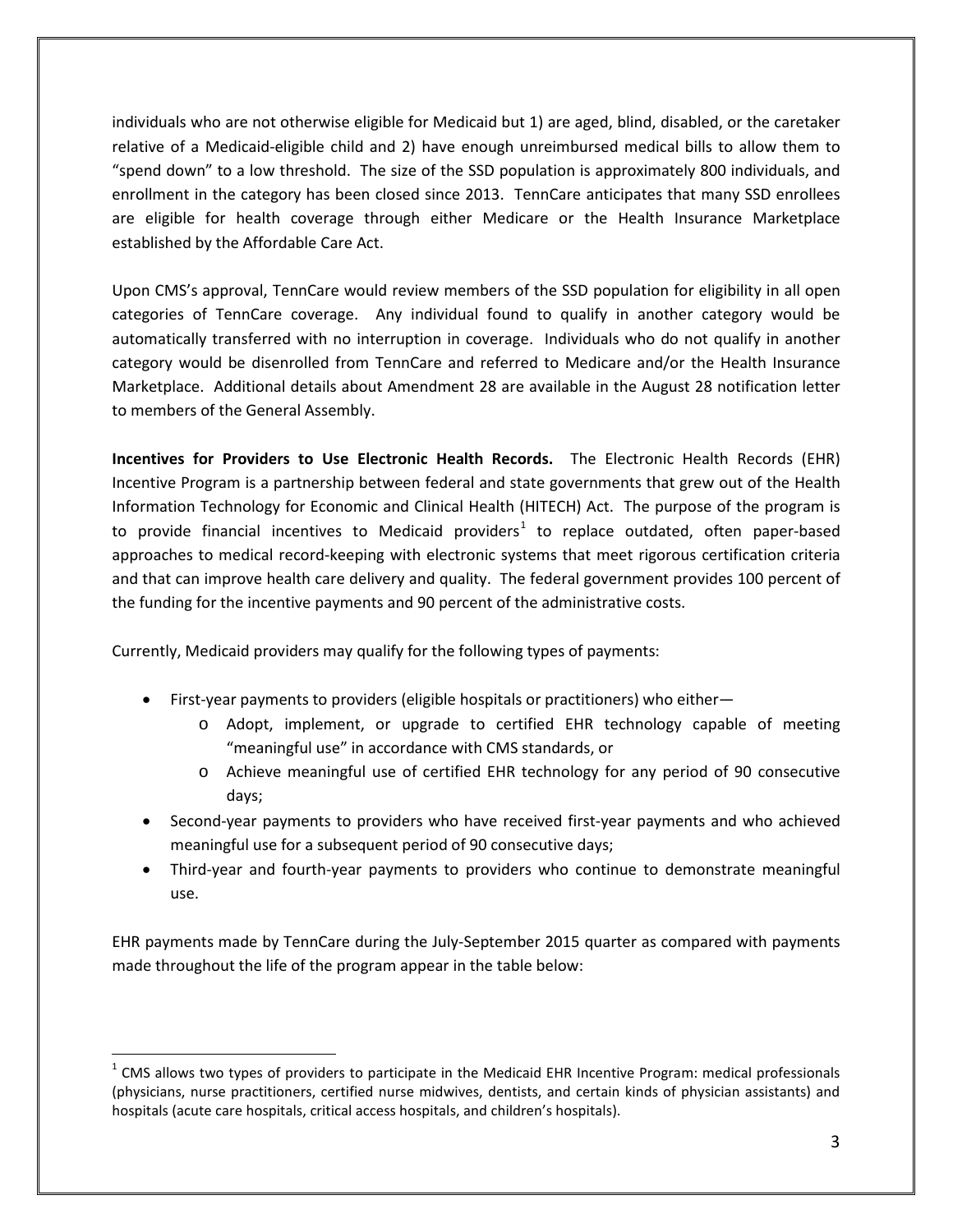individuals who are not otherwise eligible for Medicaid but 1) are aged, blind, disabled, or the caretaker relative of a Medicaid-eligible child and 2) have enough unreimbursed medical bills to allow them to "spend down" to a low threshold. The size of the SSD population is approximately 800 individuals, and enrollment in the category has been closed since 2013. TennCare anticipates that many SSD enrollees are eligible for health coverage through either Medicare or the Health Insurance Marketplace established by the Affordable Care Act.

Upon CMS's approval, TennCare would review members of the SSD population for eligibility in all open categories of TennCare coverage. Any individual found to qualify in another category would be automatically transferred with no interruption in coverage. Individuals who do not qualify in another category would be disenrolled from TennCare and referred to Medicare and/or the Health Insurance Marketplace. Additional details about Amendment 28 are available in the August 28 notification letter to members of the General Assembly.

**Incentives for Providers to Use Electronic Health Records.** The Electronic Health Records (EHR) Incentive Program is a partnership between federal and state governments that grew out of the Health Information Technology for Economic and Clinical Health (HITECH) Act. The purpose of the program is to provide financial incentives to Medicaid providers[1] to replace outdated, often paper-based approaches to medical record-keeping with electronic systems that meet rigorous certification criteria and that can improve health care delivery and quality. The federal government provides 100 percent of the funding for the incentive payments and 90 percent of the administrative costs.

Currently, Medicaid providers may qualify for the following types of payments:

- First-year payments to providers (eligible hospitals or practitioners) who either—
  - Adopt, implement, or upgrade to certified EHR technology capable of meeting "meaningful use" in accordance with CMS standards, or
  - Achieve meaningful use of certified EHR technology for any period of 90 consecutive days;
- Second-year payments to providers who have received first-year payments and who achieved meaningful use for a subsequent period of 90 consecutive days;
- Third-year and fourth-year payments to providers who continue to demonstrate meaningful use.

EHR payments made by TennCare during the July-September 2015 quarter as compared with payments made throughout the life of the program appear in the table below:

[1] CMS allows two types of providers to participate in the Medicaid EHR Incentive Program: medical professionals (physicians, nurse practitioners, certified nurse midwives, dentists, and certain kinds of physician assistants) and hospitals (acute care hospitals, critical access hospitals, and children's hospitals).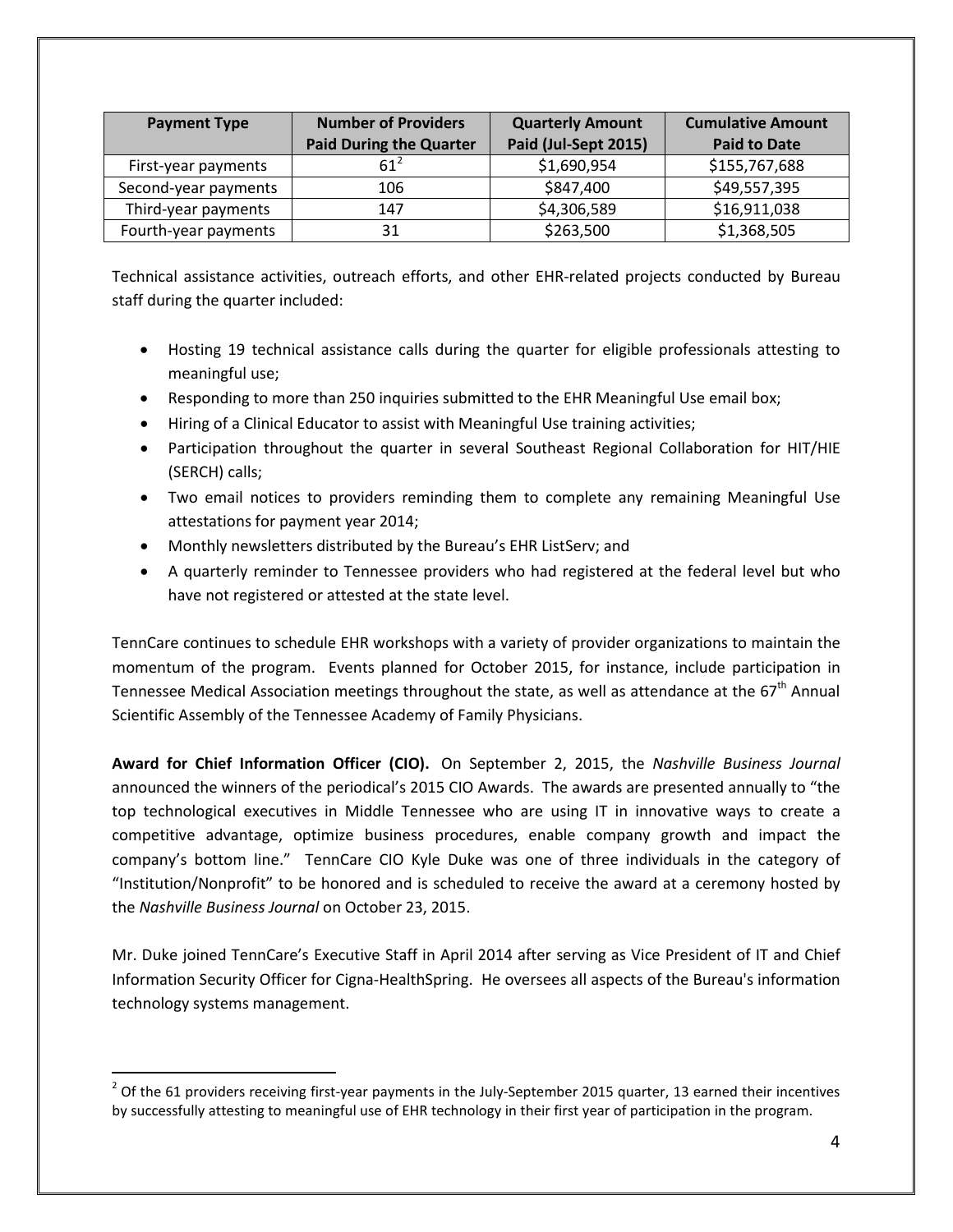| Payment Type | Number of Providers Paid During the Quarter | Quarterly Amount Paid (Jul-Sept 2015) | Cumulative Amount Paid to Date |
|---|---|---|---|
| First-year payments | 61[2] | $1,690,954 | $155,767,688 |
| Second-year payments | 106 | $847,400 | $49,557,395 |
| Third-year payments | 147 | $4,306,589 | $16,911,038 |
| Fourth-year payments | 31 | $263,500 | $1,368,505 |

Technical assistance activities, outreach efforts, and other EHR-related projects conducted by Bureau staff during the quarter included:

- Hosting 19 technical assistance calls during the quarter for eligible professionals attesting to meaningful use;
- Responding to more than 250 inquiries submitted to the EHR Meaningful Use email box;
- Hiring of a Clinical Educator to assist with Meaningful Use training activities;
- Participation throughout the quarter in several Southeast Regional Collaboration for HIT/HIE (SERCH) calls;
- Two email notices to providers reminding them to complete any remaining Meaningful Use attestations for payment year 2014;
- Monthly newsletters distributed by the Bureau's EHR ListServ; and
- A quarterly reminder to Tennessee providers who had registered at the federal level but who have not registered or attested at the state level.

TennCare continues to schedule EHR workshops with a variety of provider organizations to maintain the momentum of the program. Events planned for October 2015, for instance, include participation in Tennessee Medical Association meetings throughout the state, as well as attendance at the 67th Annual Scientific Assembly of the Tennessee Academy of Family Physicians.

**Award for Chief Information Officer (CIO).** On September 2, 2015, the *Nashville Business Journal* announced the winners of the periodical's 2015 CIO Awards. The awards are presented annually to "the top technological executives in Middle Tennessee who are using IT in innovative ways to create a competitive advantage, optimize business procedures, enable company growth and impact the company's bottom line." TennCare CIO Kyle Duke was one of three individuals in the category of "Institution/Nonprofit" to be honored and is scheduled to receive the award at a ceremony hosted by the *Nashville Business Journal* on October 23, 2015.

Mr. Duke joined TennCare's Executive Staff in April 2014 after serving as Vice President of IT and Chief Information Security Officer for Cigna-HealthSpring. He oversees all aspects of the Bureau's information technology systems management.

[2] Of the 61 providers receiving first-year payments in the July-September 2015 quarter, 13 earned their incentives by successfully attesting to meaningful use of EHR technology in their first year of participation in the program.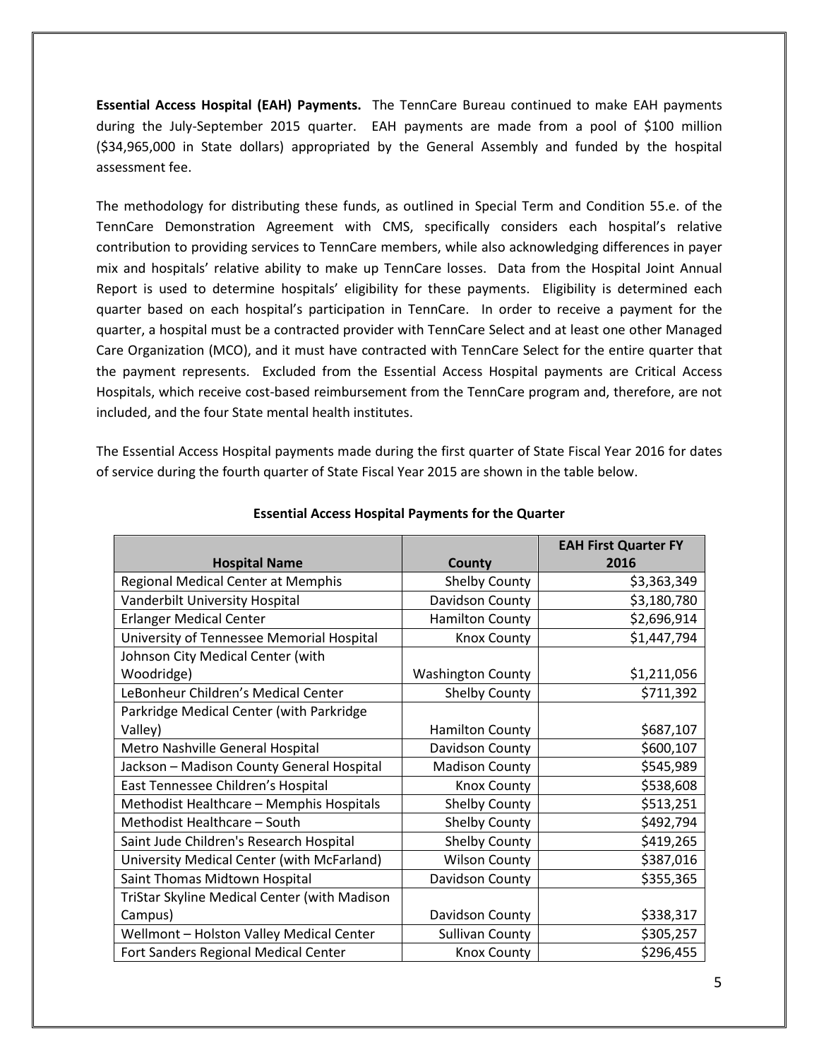**Essential Access Hospital (EAH) Payments.** The TennCare Bureau continued to make EAH payments during the July-September 2015 quarter. EAH payments are made from a pool of $100 million ($34,965,000 in State dollars) appropriated by the General Assembly and funded by the hospital assessment fee.

The methodology for distributing these funds, as outlined in Special Term and Condition 55.e. of the TennCare Demonstration Agreement with CMS, specifically considers each hospital's relative contribution to providing services to TennCare members, while also acknowledging differences in payer mix and hospitals' relative ability to make up TennCare losses. Data from the Hospital Joint Annual Report is used to determine hospitals' eligibility for these payments. Eligibility is determined each quarter based on each hospital's participation in TennCare. In order to receive a payment for the quarter, a hospital must be a contracted provider with TennCare Select and at least one other Managed Care Organization (MCO), and it must have contracted with TennCare Select for the entire quarter that the payment represents. Excluded from the Essential Access Hospital payments are Critical Access Hospitals, which receive cost-based reimbursement from the TennCare program and, therefore, are not included, and the four State mental health institutes.

The Essential Access Hospital payments made during the first quarter of State Fiscal Year 2016 for dates of service during the fourth quarter of State Fiscal Year 2015 are shown in the table below.

**Essential Access Hospital Payments for the Quarter**

| Hospital Name | County | EAH First Quarter FY 2016 |
|---|---|---|
| Regional Medical Center at Memphis | Shelby County | $3,363,349 |
| Vanderbilt University Hospital | Davidson County | $3,180,780 |
| Erlanger Medical Center | Hamilton County | $2,696,914 |
| University of Tennessee Memorial Hospital | Knox County | $1,447,794 |
| Johnson City Medical Center (with Woodridge) | Washington County | $1,211,056 |
| LeBonheur Children's Medical Center | Shelby County | $711,392 |
| Parkridge Medical Center (with Parkridge Valley) | Hamilton County | $687,107 |
| Metro Nashville General Hospital | Davidson County | $600,107 |
| Jackson – Madison County General Hospital | Madison County | $545,989 |
| East Tennessee Children's Hospital | Knox County | $538,608 |
| Methodist Healthcare – Memphis Hospitals | Shelby County | $513,251 |
| Methodist Healthcare – South | Shelby County | $492,794 |
| Saint Jude Children's Research Hospital | Shelby County | $419,265 |
| University Medical Center (with McFarland) | Wilson County | $387,016 |
| Saint Thomas Midtown Hospital | Davidson County | $355,365 |
| TriStar Skyline Medical Center (with Madison Campus) | Davidson County | $338,317 |
| Wellmont – Holston Valley Medical Center | Sullivan County | $305,257 |
| Fort Sanders Regional Medical Center | Knox County | $296,455 |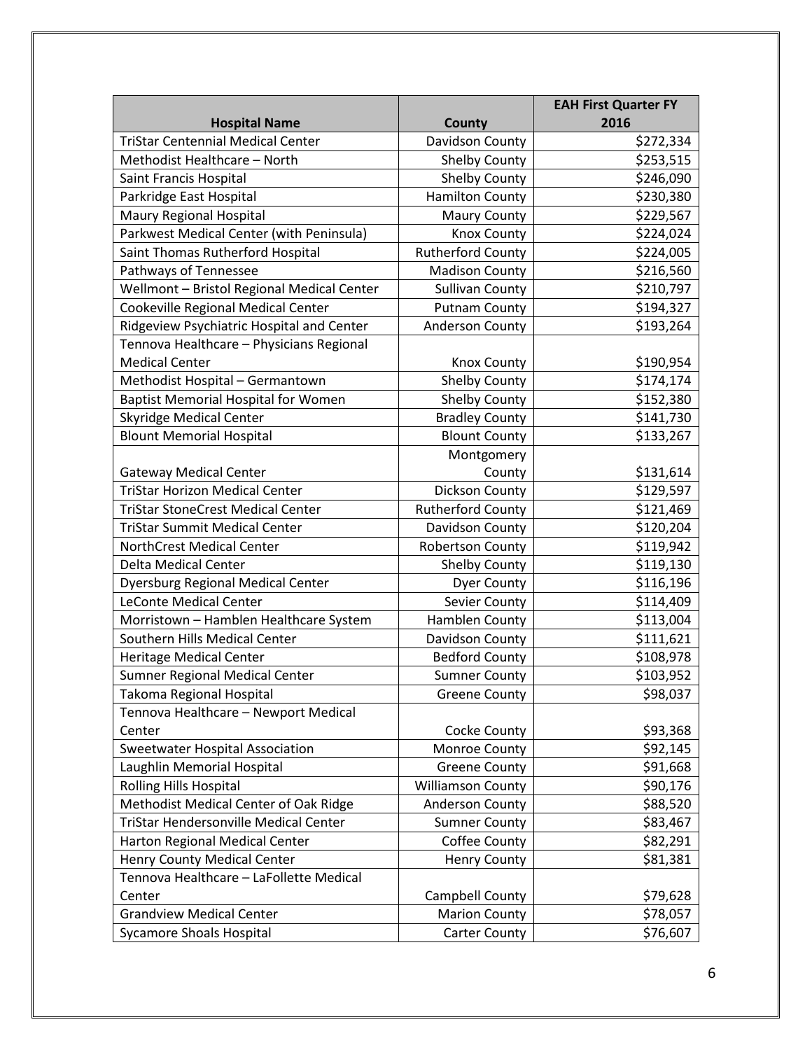| Hospital Name | County | EAH First Quarter FY 2016 |
|---|---|---|
| TriStar Centennial Medical Center | Davidson County | $272,334 |
| Methodist Healthcare – North | Shelby County | $253,515 |
| Saint Francis Hospital | Shelby County | $246,090 |
| Parkridge East Hospital | Hamilton County | $230,380 |
| Maury Regional Hospital | Maury County | $229,567 |
| Parkwest Medical Center (with Peninsula) | Knox County | $224,024 |
| Saint Thomas Rutherford Hospital | Rutherford County | $224,005 |
| Pathways of Tennessee | Madison County | $216,560 |
| Wellmont – Bristol Regional Medical Center | Sullivan County | $210,797 |
| Cookeville Regional Medical Center | Putnam County | $194,327 |
| Ridgeview Psychiatric Hospital and Center | Anderson County | $193,264 |
| Tennova Healthcare – Physicians Regional Medical Center | Knox County | $190,954 |
| Methodist Hospital – Germantown | Shelby County | $174,174 |
| Baptist Memorial Hospital for Women | Shelby County | $152,380 |
| Skyridge Medical Center | Bradley County | $141,730 |
| Blount Memorial Hospital | Blount County | $133,267 |
| Gateway Medical Center | Montgomery County | $131,614 |
| TriStar Horizon Medical Center | Dickson County | $129,597 |
| TriStar StoneCrest Medical Center | Rutherford County | $121,469 |
| TriStar Summit Medical Center | Davidson County | $120,204 |
| NorthCrest Medical Center | Robertson County | $119,942 |
| Delta Medical Center | Shelby County | $119,130 |
| Dyersburg Regional Medical Center | Dyer County | $116,196 |
| LeConte Medical Center | Sevier County | $114,409 |
| Morristown – Hamblen Healthcare System | Hamblen County | $113,004 |
| Southern Hills Medical Center | Davidson County | $111,621 |
| Heritage Medical Center | Bedford County | $108,978 |
| Sumner Regional Medical Center | Sumner County | $103,952 |
| Takoma Regional Hospital | Greene County | $98,037 |
| Tennova Healthcare – Newport Medical Center | Cocke County | $93,368 |
| Sweetwater Hospital Association | Monroe County | $92,145 |
| Laughlin Memorial Hospital | Greene County | $91,668 |
| Rolling Hills Hospital | Williamson County | $90,176 |
| Methodist Medical Center of Oak Ridge | Anderson County | $88,520 |
| TriStar Hendersonville Medical Center | Sumner County | $83,467 |
| Harton Regional Medical Center | Coffee County | $82,291 |
| Henry County Medical Center | Henry County | $81,381 |
| Tennova Healthcare – LaFollette Medical Center | Campbell County | $79,628 |
| Grandview Medical Center | Marion County | $78,057 |
| Sycamore Shoals Hospital | Carter County | $76,607 |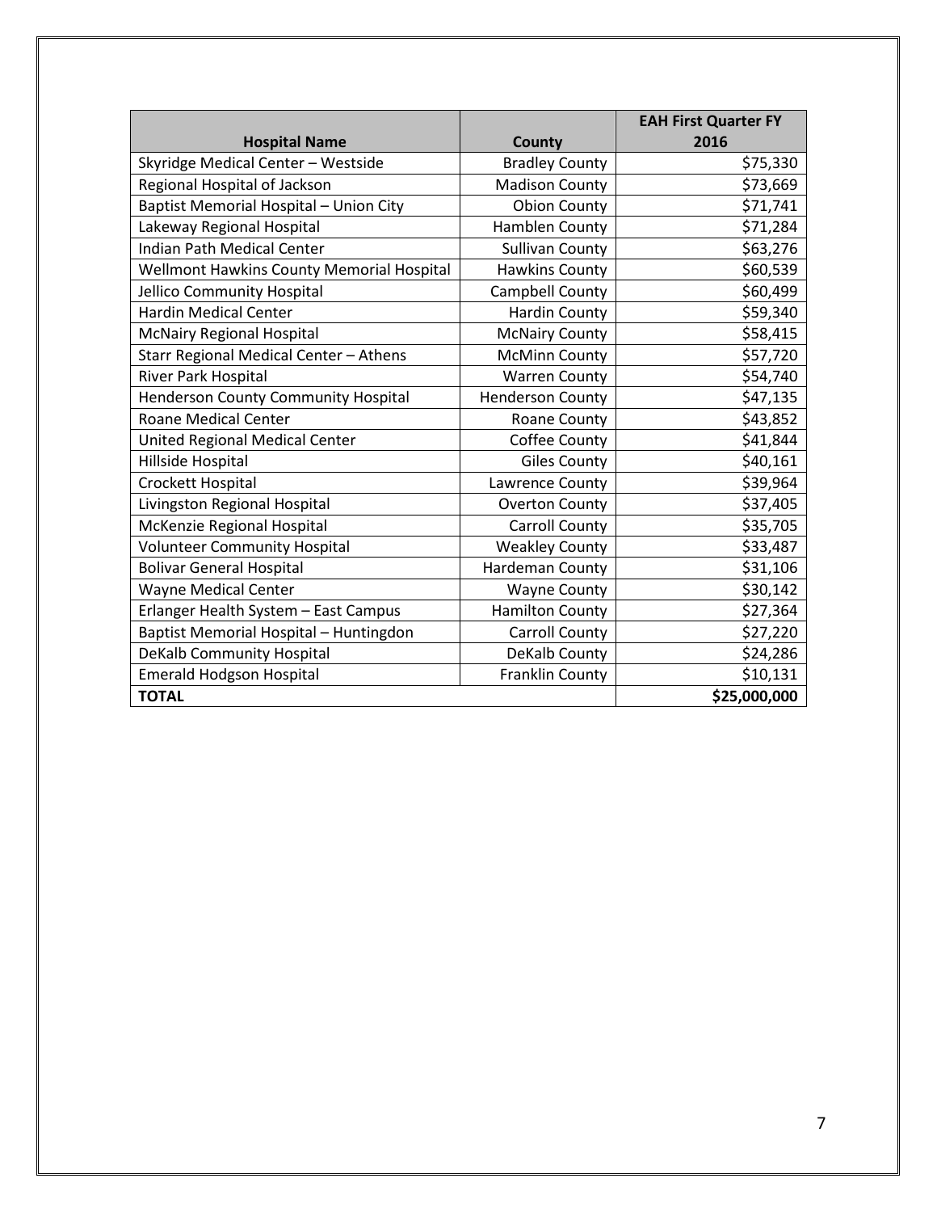| Hospital Name | County | EAH First Quarter FY 2016 |
|---|---|---|
| Skyridge Medical Center – Westside | Bradley County | $75,330 |
| Regional Hospital of Jackson | Madison County | $73,669 |
| Baptist Memorial Hospital – Union City | Obion County | $71,741 |
| Lakeway Regional Hospital | Hamblen County | $71,284 |
| Indian Path Medical Center | Sullivan County | $63,276 |
| Wellmont Hawkins County Memorial Hospital | Hawkins County | $60,539 |
| Jellico Community Hospital | Campbell County | $60,499 |
| Hardin Medical Center | Hardin County | $59,340 |
| McNairy Regional Hospital | McNairy County | $58,415 |
| Starr Regional Medical Center – Athens | McMinn County | $57,720 |
| River Park Hospital | Warren County | $54,740 |
| Henderson County Community Hospital | Henderson County | $47,135 |
| Roane Medical Center | Roane County | $43,852 |
| United Regional Medical Center | Coffee County | $41,844 |
| Hillside Hospital | Giles County | $40,161 |
| Crockett Hospital | Lawrence County | $39,964 |
| Livingston Regional Hospital | Overton County | $37,405 |
| McKenzie Regional Hospital | Carroll County | $35,705 |
| Volunteer Community Hospital | Weakley County | $33,487 |
| Bolivar General Hospital | Hardeman County | $31,106 |
| Wayne Medical Center | Wayne County | $30,142 |
| Erlanger Health System – East Campus | Hamilton County | $27,364 |
| Baptist Memorial Hospital – Huntingdon | Carroll County | $27,220 |
| DeKalb Community Hospital | DeKalb County | $24,286 |
| Emerald Hodgson Hospital | Franklin County | $10,131 |
| **TOTAL** | | **$25,000,000** |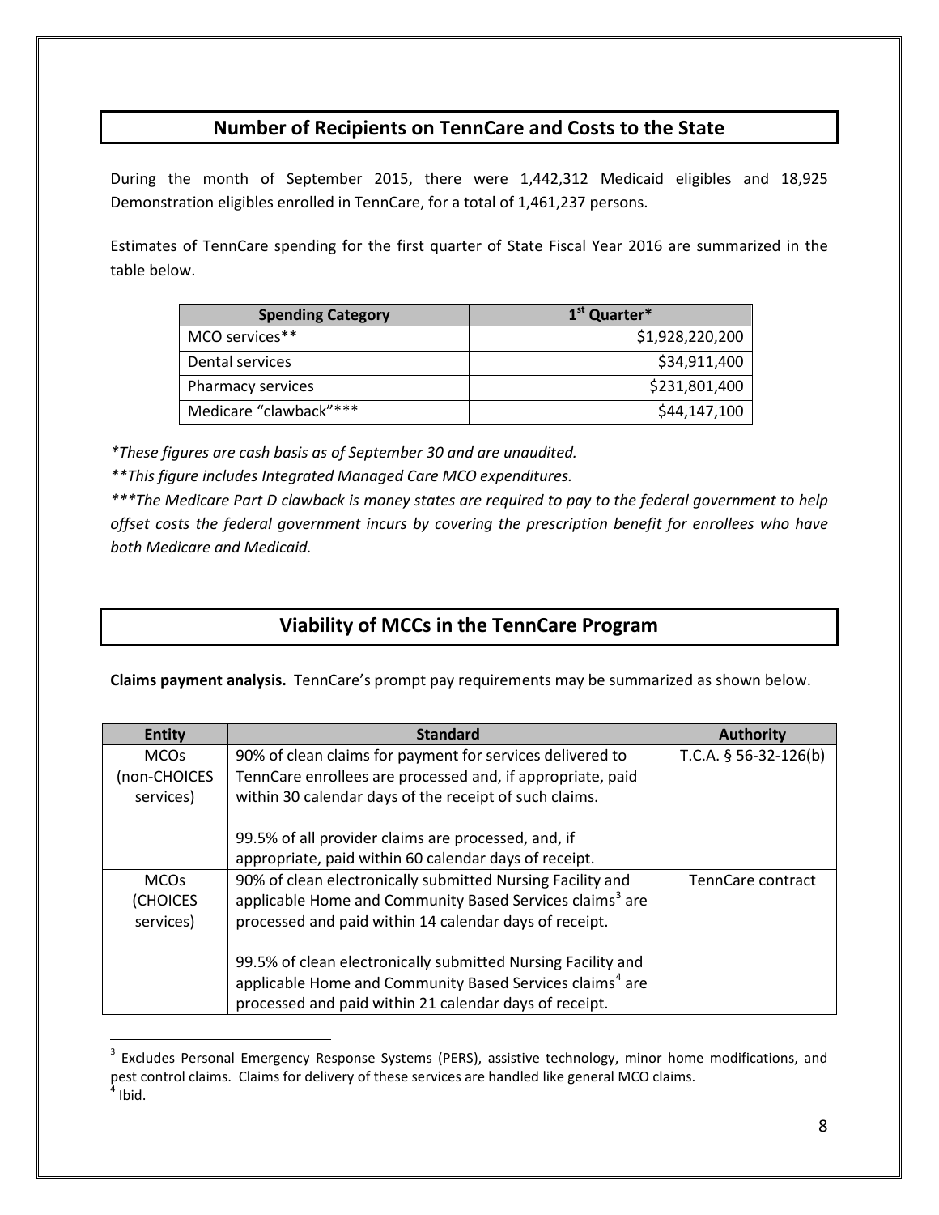## Number of Recipients on TennCare and Costs to the State

During the month of September 2015, there were 1,442,312 Medicaid eligibles and 18,925 Demonstration eligibles enrolled in TennCare, for a total of 1,461,237 persons.

Estimates of TennCare spending for the first quarter of State Fiscal Year 2016 are summarized in the table below.

| Spending Category | 1st Quarter* |
|---|---|
| MCO services** | $1,928,220,200 |
| Dental services | $34,911,400 |
| Pharmacy services | $231,801,400 |
| Medicare "clawback"*** | $44,147,100 |

*\*These figures are cash basis as of September 30 and are unaudited.*

*\*\*This figure includes Integrated Managed Care MCO expenditures.*

*\*\*\*The Medicare Part D clawback is money states are required to pay to the federal government to help offset costs the federal government incurs by covering the prescription benefit for enrollees who have both Medicare and Medicaid.*

## Viability of MCCs in the TennCare Program

**Claims payment analysis.** TennCare's prompt pay requirements may be summarized as shown below.

| Entity | Standard | Authority |
|---|---|---|
| MCOs (non-CHOICES services) | 90% of clean claims for payment for services delivered to TennCare enrollees are processed and, if appropriate, paid within 30 calendar days of the receipt of such claims.<br><br>99.5% of all provider claims are processed, and, if appropriate, paid within 60 calendar days of receipt. | T.C.A. § 56-32-126(b) |
| MCOs (CHOICES services) | 90% of clean electronically submitted Nursing Facility and applicable Home and Community Based Services claims[3] are processed and paid within 14 calendar days of receipt.<br><br>99.5% of clean electronically submitted Nursing Facility and applicable Home and Community Based Services claims[4] are processed and paid within 21 calendar days of receipt. | TennCare contract |

[3] Excludes Personal Emergency Response Systems (PERS), assistive technology, minor home modifications, and pest control claims. Claims for delivery of these services are handled like general MCO claims.

[4] Ibid.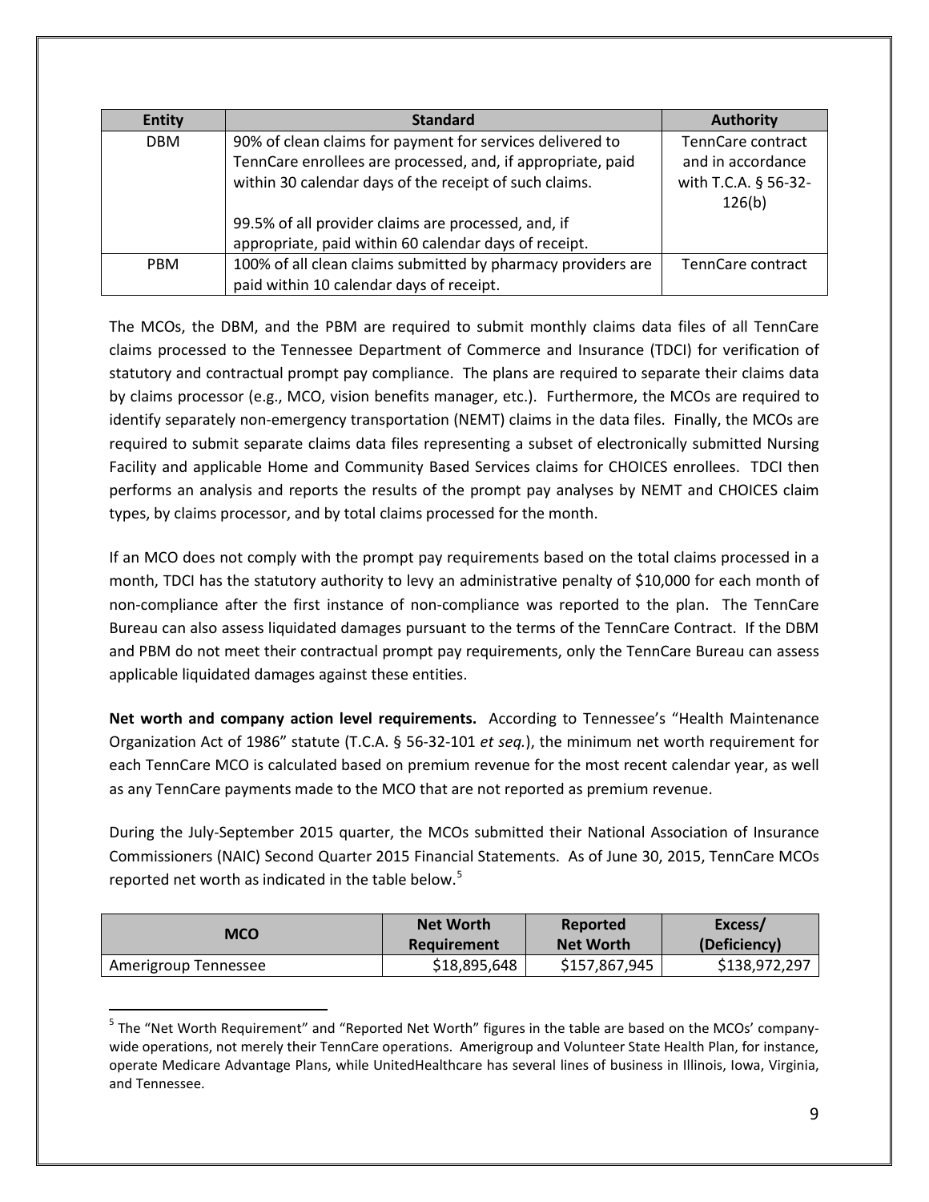| Entity | Standard | Authority |
|---|---|---|
| DBM | 90% of clean claims for payment for services delivered to TennCare enrollees are processed, and, if appropriate, paid within 30 calendar days of the receipt of such claims.<br><br>99.5% of all provider claims are processed, and, if appropriate, paid within 60 calendar days of receipt. | TennCare contract and in accordance with T.C.A. § 56-32-126(b) |
| PBM | 100% of all clean claims submitted by pharmacy providers are paid within 10 calendar days of receipt. | TennCare contract |

The MCOs, the DBM, and the PBM are required to submit monthly claims data files of all TennCare claims processed to the Tennessee Department of Commerce and Insurance (TDCI) for verification of statutory and contractual prompt pay compliance. The plans are required to separate their claims data by claims processor (e.g., MCO, vision benefits manager, etc.). Furthermore, the MCOs are required to identify separately non-emergency transportation (NEMT) claims in the data files. Finally, the MCOs are required to submit separate claims data files representing a subset of electronically submitted Nursing Facility and applicable Home and Community Based Services claims for CHOICES enrollees. TDCI then performs an analysis and reports the results of the prompt pay analyses by NEMT and CHOICES claim types, by claims processor, and by total claims processed for the month.

If an MCO does not comply with the prompt pay requirements based on the total claims processed in a month, TDCI has the statutory authority to levy an administrative penalty of $10,000 for each month of non-compliance after the first instance of non-compliance was reported to the plan. The TennCare Bureau can also assess liquidated damages pursuant to the terms of the TennCare Contract. If the DBM and PBM do not meet their contractual prompt pay requirements, only the TennCare Bureau can assess applicable liquidated damages against these entities.

**Net worth and company action level requirements.** According to Tennessee's "Health Maintenance Organization Act of 1986" statute (T.C.A. § 56-32-101 *et seq.*), the minimum net worth requirement for each TennCare MCO is calculated based on premium revenue for the most recent calendar year, as well as any TennCare payments made to the MCO that are not reported as premium revenue.

During the July-September 2015 quarter, the MCOs submitted their National Association of Insurance Commissioners (NAIC) Second Quarter 2015 Financial Statements. As of June 30, 2015, TennCare MCOs reported net worth as indicated in the table below.[5]

| MCO | Net Worth Requirement | Reported Net Worth | Excess/ (Deficiency) |
|---|---|---|---|
| Amerigroup Tennessee | $18,895,648 | $157,867,945 | $138,972,297 |

[5] The "Net Worth Requirement" and "Reported Net Worth" figures in the table are based on the MCOs' company-wide operations, not merely their TennCare operations. Amerigroup and Volunteer State Health Plan, for instance, operate Medicare Advantage Plans, while UnitedHealthcare has several lines of business in Illinois, Iowa, Virginia, and Tennessee.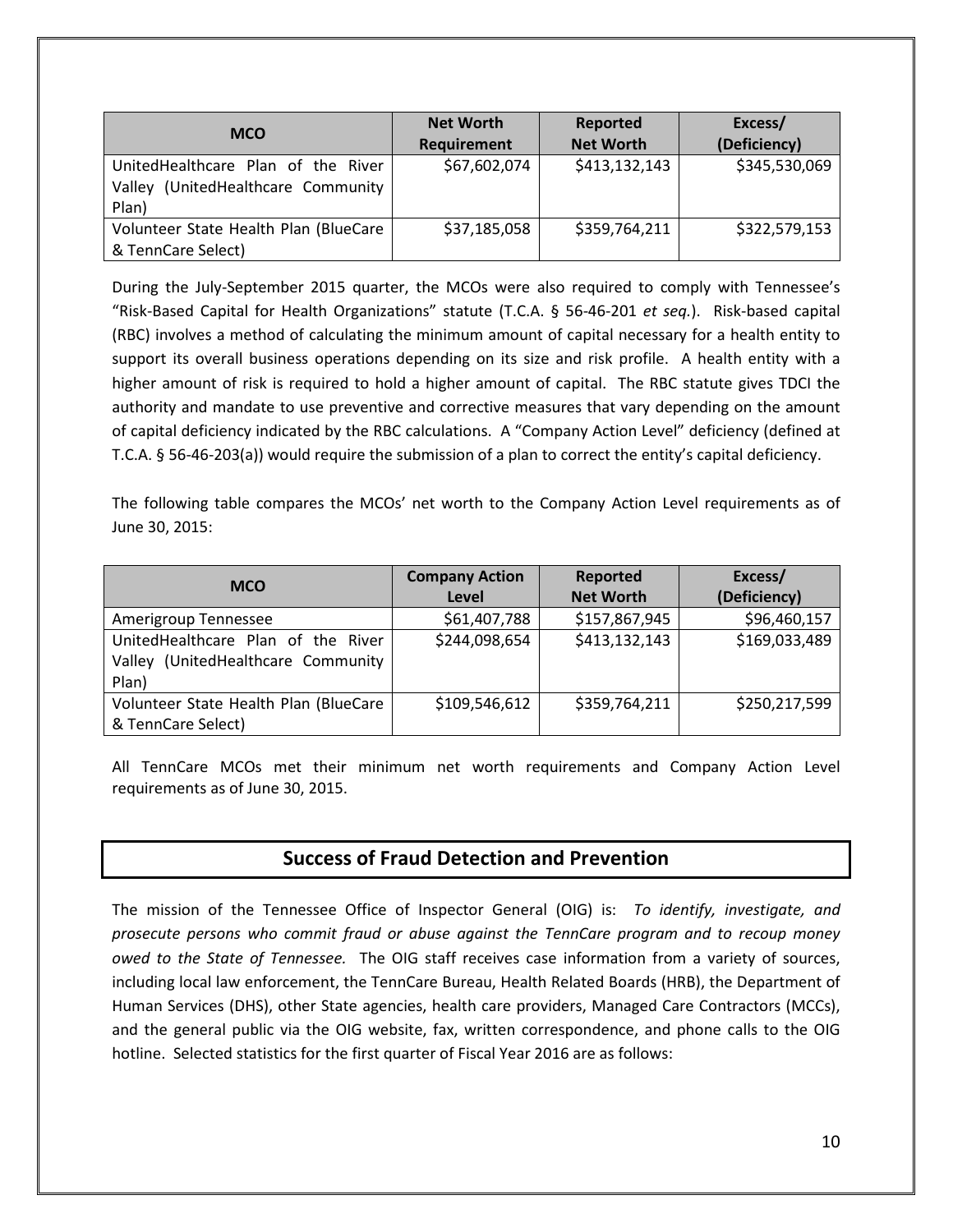| MCO | Net Worth Requirement | Reported Net Worth | Excess/ (Deficiency) |
|---|---|---|---|
| UnitedHealthcare Plan of the River Valley (UnitedHealthcare Community Plan) | $67,602,074 | $413,132,143 | $345,530,069 |
| Volunteer State Health Plan (BlueCare & TennCare Select) | $37,185,058 | $359,764,211 | $322,579,153 |

During the July-September 2015 quarter, the MCOs were also required to comply with Tennessee's "Risk-Based Capital for Health Organizations" statute (T.C.A. § 56-46-201 *et seq.*). Risk-based capital (RBC) involves a method of calculating the minimum amount of capital necessary for a health entity to support its overall business operations depending on its size and risk profile. A health entity with a higher amount of risk is required to hold a higher amount of capital. The RBC statute gives TDCI the authority and mandate to use preventive and corrective measures that vary depending on the amount of capital deficiency indicated by the RBC calculations. A "Company Action Level" deficiency (defined at T.C.A. § 56-46-203(a)) would require the submission of a plan to correct the entity's capital deficiency.

The following table compares the MCOs' net worth to the Company Action Level requirements as of June 30, 2015:

| MCO | Company Action Level | Reported Net Worth | Excess/ (Deficiency) |
|---|---|---|---|
| Amerigroup Tennessee | $61,407,788 | $157,867,945 | $96,460,157 |
| UnitedHealthcare Plan of the River Valley (UnitedHealthcare Community Plan) | $244,098,654 | $413,132,143 | $169,033,489 |
| Volunteer State Health Plan (BlueCare & TennCare Select) | $109,546,612 | $359,764,211 | $250,217,599 |

All TennCare MCOs met their minimum net worth requirements and Company Action Level requirements as of June 30, 2015.

## Success of Fraud Detection and Prevention

The mission of the Tennessee Office of Inspector General (OIG) is: *To identify, investigate, and prosecute persons who commit fraud or abuse against the TennCare program and to recoup money owed to the State of Tennessee.* The OIG staff receives case information from a variety of sources, including local law enforcement, the TennCare Bureau, Health Related Boards (HRB), the Department of Human Services (DHS), other State agencies, health care providers, Managed Care Contractors (MCCs), and the general public via the OIG website, fax, written correspondence, and phone calls to the OIG hotline. Selected statistics for the first quarter of Fiscal Year 2016 are as follows: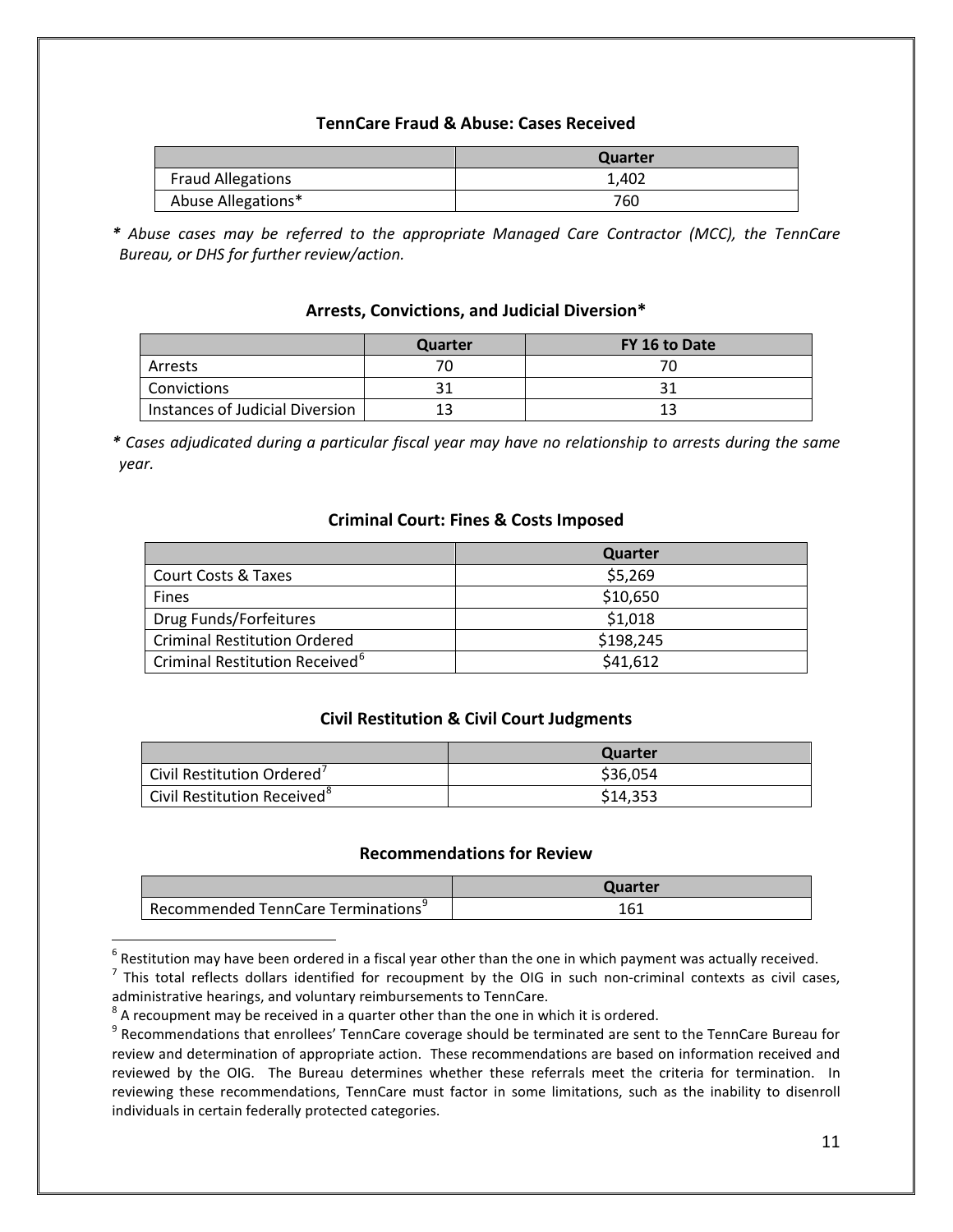### TennCare Fraud & Abuse: Cases Received

| | Quarter |
|---|---|
| Fraud Allegations | 1,402 |
| Abuse Allegations* | 760 |

*\* Abuse cases may be referred to the appropriate Managed Care Contractor (MCC), the TennCare Bureau, or DHS for further review/action.*

### Arrests, Convictions, and Judicial Diversion*

| | Quarter | FY 16 to Date |
|---|---|---|
| Arrests | 70 | 70 |
| Convictions | 31 | 31 |
| Instances of Judicial Diversion | 13 | 13 |

*\* Cases adjudicated during a particular fiscal year may have no relationship to arrests during the same year.*

### Criminal Court: Fines & Costs Imposed

| | Quarter |
|---|---|
| Court Costs & Taxes | $5,269 |
| Fines | $10,650 |
| Drug Funds/Forfeitures | $1,018 |
| Criminal Restitution Ordered | $198,245 |
| Criminal Restitution Received[6] | $41,612 |

### Civil Restitution & Civil Court Judgments

| | Quarter |
|---|---|
| Civil Restitution Ordered[7] | $36,054 |
| Civil Restitution Received[8] | $14,353 |

### Recommendations for Review

| | Quarter |
|---|---|
| Recommended TennCare Terminations[9] | 161 |

---

[6] Restitution may have been ordered in a fiscal year other than the one in which payment was actually received.

[7] This total reflects dollars identified for recoupment by the OIG in such non-criminal contexts as civil cases, administrative hearings, and voluntary reimbursements to TennCare.

[8] A recoupment may be received in a quarter other than the one in which it is ordered.

[9] Recommendations that enrollees' TennCare coverage should be terminated are sent to the TennCare Bureau for review and determination of appropriate action. These recommendations are based on information received and reviewed by the OIG. The Bureau determines whether these referrals meet the criteria for termination. In reviewing these recommendations, TennCare must factor in some limitations, such as the inability to disenroll individuals in certain federally protected categories.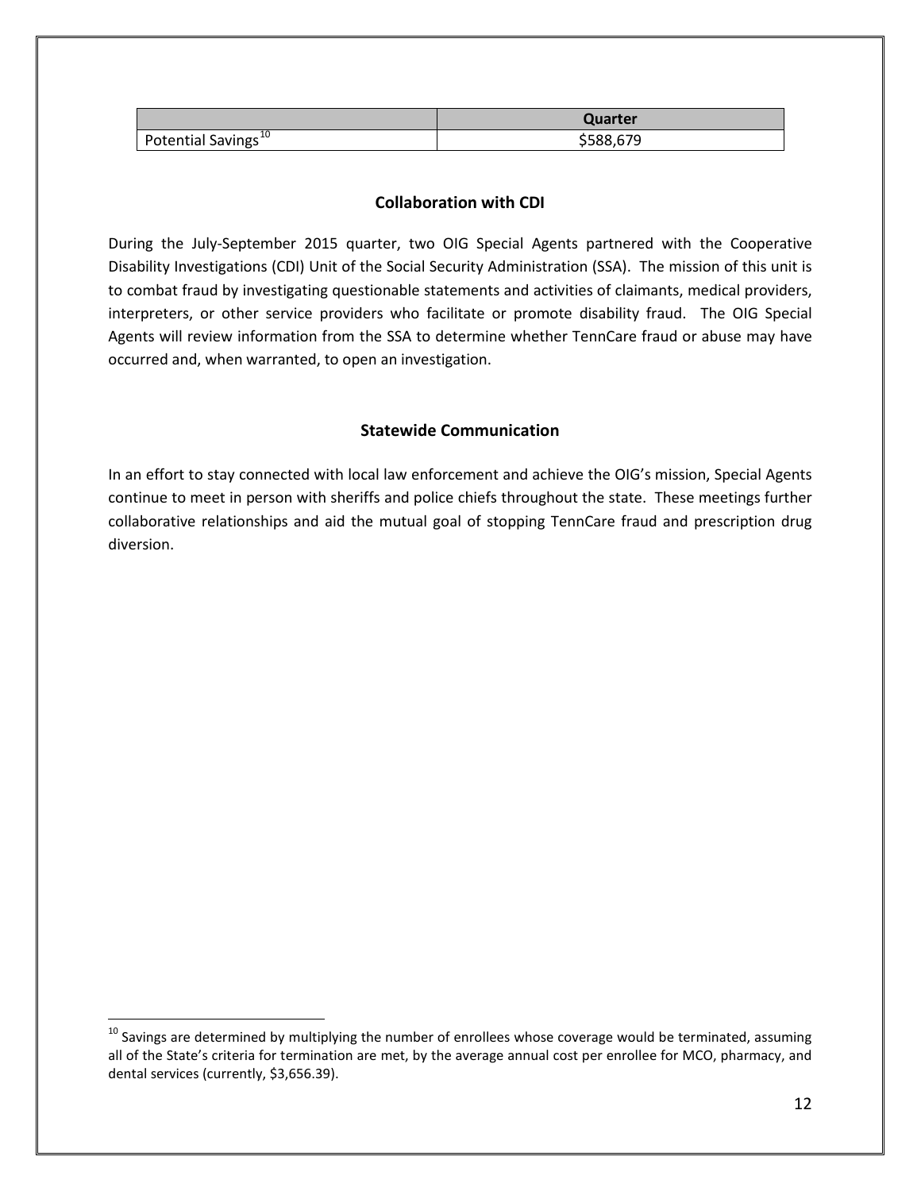| | Quarter |
|---|---|
| Potential Savings[10] | $588,679 |

## Collaboration with CDI

During the July-September 2015 quarter, two OIG Special Agents partnered with the Cooperative Disability Investigations (CDI) Unit of the Social Security Administration (SSA). The mission of this unit is to combat fraud by investigating questionable statements and activities of claimants, medical providers, interpreters, or other service providers who facilitate or promote disability fraud. The OIG Special Agents will review information from the SSA to determine whether TennCare fraud or abuse may have occurred and, when warranted, to open an investigation.

## Statewide Communication

In an effort to stay connected with local law enforcement and achieve the OIG's mission, Special Agents continue to meet in person with sheriffs and police chiefs throughout the state. These meetings further collaborative relationships and aid the mutual goal of stopping TennCare fraud and prescription drug diversion.

---

[10] Savings are determined by multiplying the number of enrollees whose coverage would be terminated, assuming all of the State's criteria for termination are met, by the average annual cost per enrollee for MCO, pharmacy, and dental services (currently, $3,656.39).